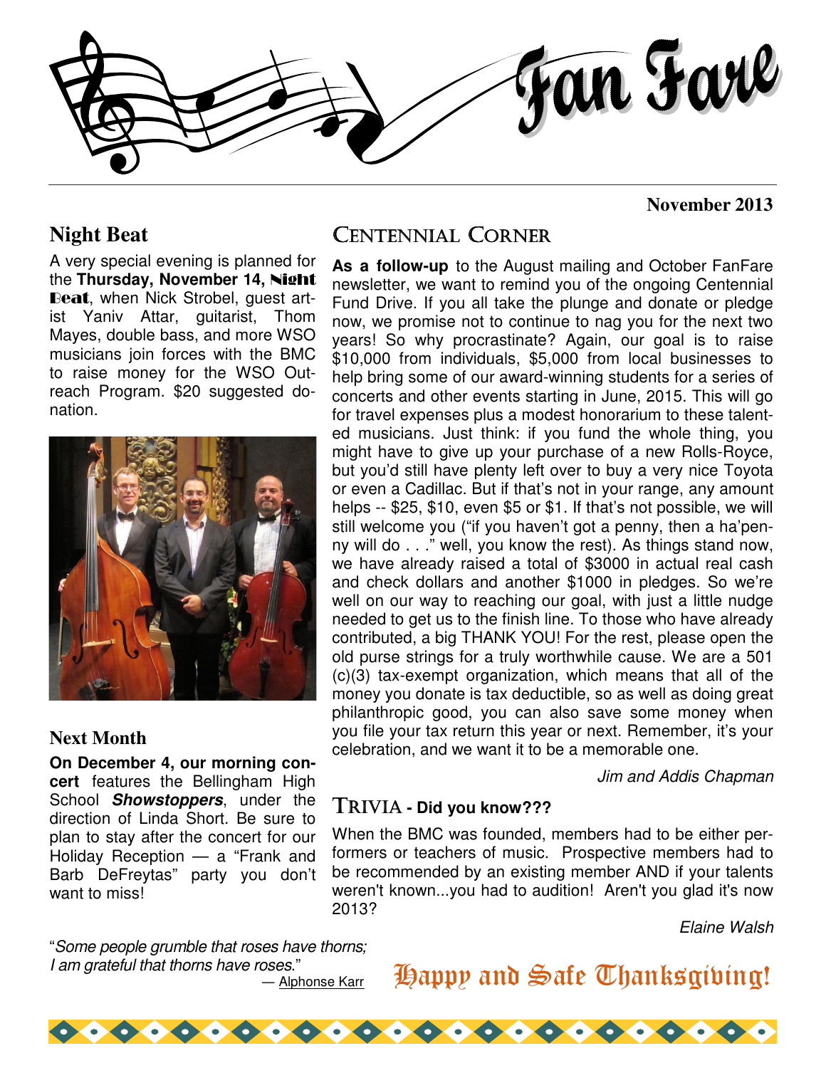# Fan Fare

**November 2013**

## Night Beat

A very special evening is planned for the **Thursday, November 14, Night Beat**, when Nick Strobel, guest artist Yaniv Attar, guitarist, Thom Mayes, double bass, and more WSO musicians join forces with the BMC to raise money for the WSO Outreach Program. $20 suggested donation.

## Next Month

**On December 4, our morning concert** features the Bellingham High School ***Showstoppers***, under the direction of Linda Short. Be sure to plan to stay after the concert for our Holiday Reception — a "Frank and Barb DeFreytas" party you don't want to miss!

## Centennial Corner

**As a follow-up** to the August mailing and October FanFare newsletter, we want to remind you of the ongoing Centennial Fund Drive. If you all take the plunge and donate or pledge now, we promise not to continue to nag you for the next two years! So why procrastinate? Again, our goal is to raise $10,000 from individuals, $5,000 from local businesses to help bring some of our award-winning students for a series of concerts and other events starting in June, 2015. This will go for travel expenses plus a modest honorarium to these talented musicians. Just think: if you fund the whole thing, you might have to give up your purchase of a new Rolls-Royce, but you'd still have plenty left over to buy a very nice Toyota or even a Cadillac. But if that's not in your range, any amount helps -- $25, $10, even $5 or $1. If that's not possible, we will still welcome you ("if you haven't got a penny, then a ha'penny will do . . ." well, you know the rest). As things stand now, we have already raised a total of $3000 in actual real cash and check dollars and another $1000 in pledges. So we're well on our way to reaching our goal, with just a little nudge needed to get us to the finish line. To those who have already contributed, a big THANK YOU! For the rest, please open the old purse strings for a truly worthwhile cause. We are a 501 (c)(3) tax-exempt organization, which means that all of the money you donate is tax deductible, so as well as doing great philanthropic good, you can also save some money when you file your tax return this year or next. Remember, it's your celebration, and we want it to be a memorable one.

*Jim and Addis Chapman*

## Trivia - Did you know???

When the BMC was founded, members had to be either performers or teachers of music. Prospective members had to be recommended by an existing member AND if your talents weren't known...you had to audition! Aren't you glad it's now 2013?

*Elaine Walsh*

"*Some people grumble that roses have thorns; I am grateful that thorns have roses.*"
— Alphonse Karr

**Happy and Safe Thanksgiving!**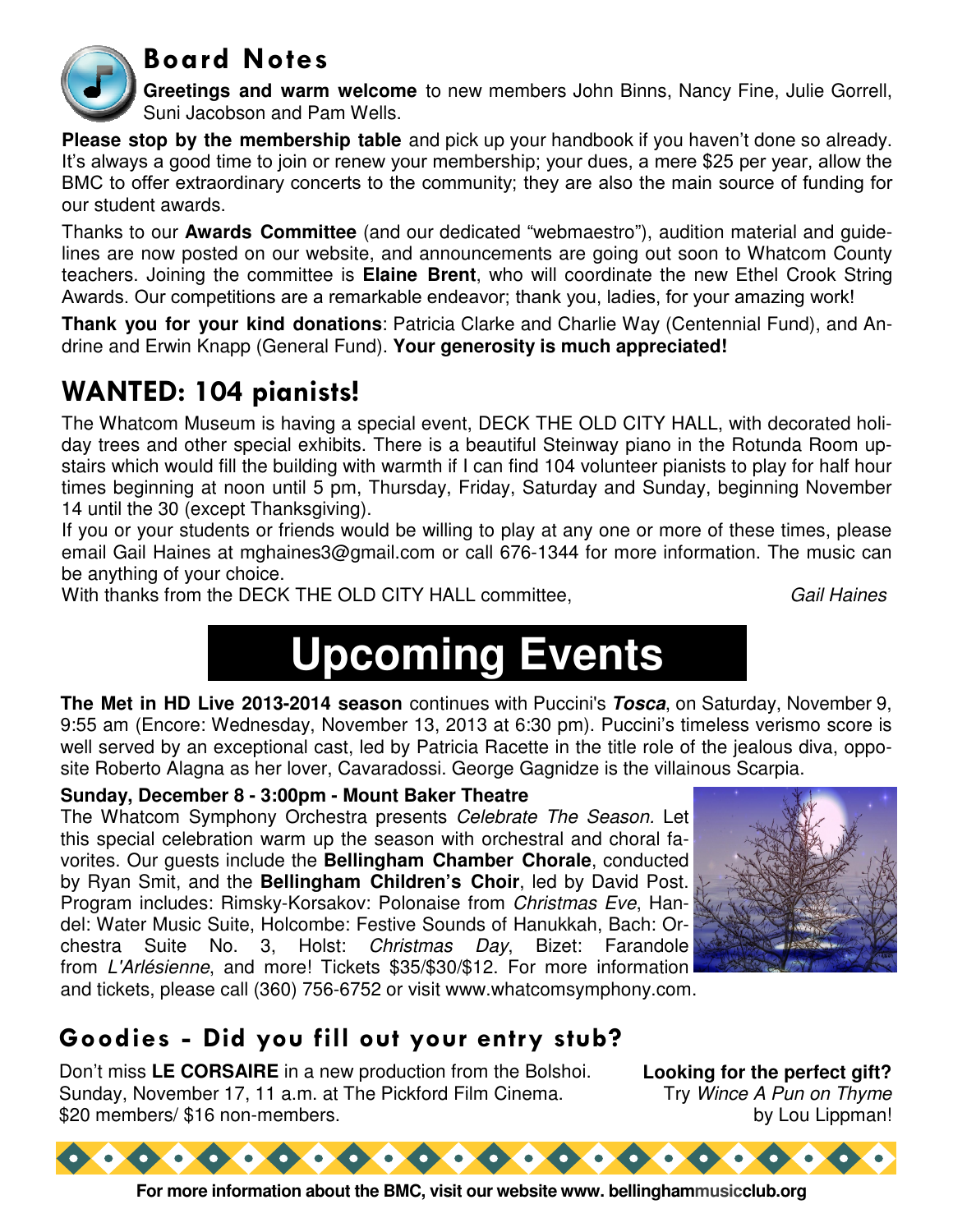## Board Notes

**Greetings and warm welcome** to new members John Binns, Nancy Fine, Julie Gorrell, Suni Jacobson and Pam Wells.

**Please stop by the membership table** and pick up your handbook if you haven't done so already. It's always a good time to join or renew your membership; your dues, a mere $25 per year, allow the BMC to offer extraordinary concerts to the community; they are also the main source of funding for our student awards.

Thanks to our **Awards Committee** (and our dedicated "webmaestro"), audition material and guidelines are now posted on our website, and announcements are going out soon to Whatcom County teachers. Joining the committee is **Elaine Brent**, who will coordinate the new Ethel Crook String Awards. Our competitions are a remarkable endeavor; thank you, ladies, for your amazing work!

**Thank you for your kind donations**: Patricia Clarke and Charlie Way (Centennial Fund), and Andrine and Erwin Knapp (General Fund). **Your generosity is much appreciated!**

## WANTED: 104 pianists!

The Whatcom Museum is having a special event, DECK THE OLD CITY HALL, with decorated holiday trees and other special exhibits. There is a beautiful Steinway piano in the Rotunda Room upstairs which would fill the building with warmth if I can find 104 volunteer pianists to play for half hour times beginning at noon until 5 pm, Thursday, Friday, Saturday and Sunday, beginning November 14 until the 30 (except Thanksgiving).

If you or your students or friends would be willing to play at any one or more of these times, please email Gail Haines at mghaines3@gmail.com or call 676-1344 for more information. The music can be anything of your choice.

With thanks from the DECK THE OLD CITY HALL committee, *Gail Haines*

# Upcoming Events

**The Met in HD Live 2013-2014 season** continues with Puccini's ***Tosca***, on Saturday, November 9, 9:55 am (Encore: Wednesday, November 13, 2013 at 6:30 pm). Puccini's timeless verismo score is well served by an exceptional cast, led by Patricia Racette in the title role of the jealous diva, opposite Roberto Alagna as her lover, Cavaradossi. George Gagnidze is the villainous Scarpia.

**Sunday, December 8 - 3:00pm - Mount Baker Theatre**

The Whatcom Symphony Orchestra presents *Celebrate The Season.* Let this special celebration warm up the season with orchestral and choral favorites. Our guests include the **Bellingham Chamber Chorale**, conducted by Ryan Smit, and the **Bellingham Children's Choir**, led by David Post. Program includes: Rimsky-Korsakov: Polonaise from *Christmas Eve*, Handel: Water Music Suite, Holcombe: Festive Sounds of Hanukkah, Bach: Orchestra Suite No. 3, Holst: *Christmas Day*, Bizet: Farandole from *L'Arlésienne*, and more! Tickets $35/$30/$12. For more information and tickets, please call (360) 756-6752 or visit www.whatcomsymphony.com.

## Goodies - Did you fill out your entry stub?

Don't miss **LE CORSAIRE** in a new production from the Bolshoi. Sunday, November 17, 11 a.m. at The Pickford Film Cinema. $20 members/ $16 non-members.

**Looking for the perfect gift?** Try *Wince A Pun on Thyme* by Lou Lippman!

**For more information about the BMC, visit our website www. bellinghammusicclub.org**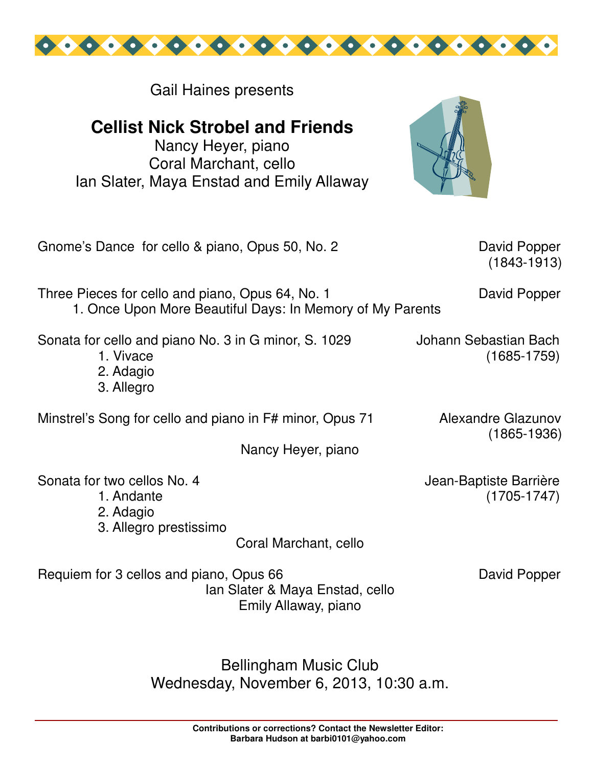Gail Haines presents

## Cellist Nick Strobel and Friends

Nancy Heyer, piano
Coral Marchant, cello
Ian Slater, Maya Enstad and Emily Allaway

Gnome's Dance for cello & piano, Opus 50, No. 2 — David Popper (1843-1913)

Three Pieces for cello and piano, Opus 64, No. 1 — David Popper

1. Once Upon More Beautiful Days: In Memory of My Parents

Sonata for cello and piano No. 3 in G minor, S. 1029 — Johann Sebastian Bach (1685-1759)

1. Vivace
2. Adagio
3. Allegro

Minstrel's Song for cello and piano in F# minor, Opus 71 — Alexandre Glazunov (1865-1936)

Nancy Heyer, piano

Sonata for two cellos No. 4 — Jean-Baptiste Barrière (1705-1747)

1. Andante
2. Adagio
3. Allegro prestissimo

Coral Marchant, cello

Requiem for 3 cellos and piano, Opus 66 — David Popper

Ian Slater & Maya Enstad, cello
Emily Allaway, piano

Bellingham Music Club
Wednesday, November 6, 2013, 10:30 a.m.

**Contributions or corrections? Contact the Newsletter Editor:**
**Barbara Hudson at barbi0101@yahoo.com**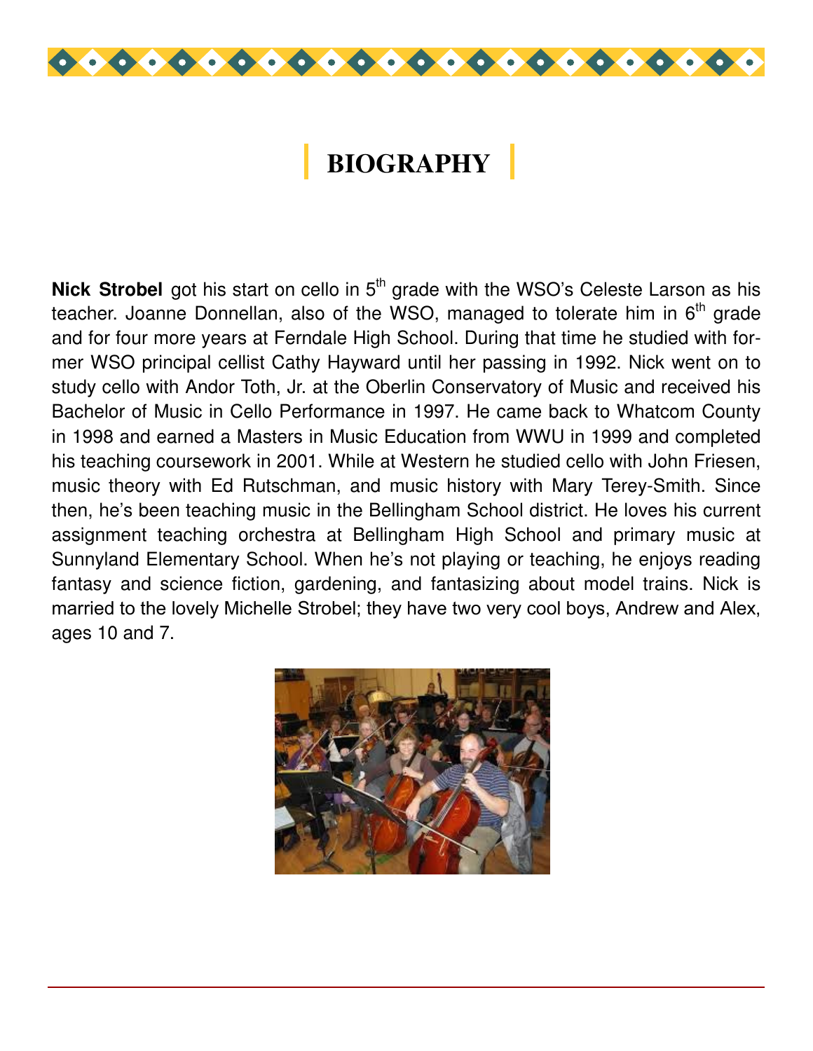# BIOGRAPHY

**Nick Strobel** got his start on cello in 5th grade with the WSO's Celeste Larson as his teacher. Joanne Donnellan, also of the WSO, managed to tolerate him in 6th grade and for four more years at Ferndale High School. During that time he studied with former WSO principal cellist Cathy Hayward until her passing in 1992. Nick went on to study cello with Andor Toth, Jr. at the Oberlin Conservatory of Music and received his Bachelor of Music in Cello Performance in 1997. He came back to Whatcom County in 1998 and earned a Masters in Music Education from WWU in 1999 and completed his teaching coursework in 2001. While at Western he studied cello with John Friesen, music theory with Ed Rutschman, and music history with Mary Terey-Smith. Since then, he's been teaching music in the Bellingham School district. He loves his current assignment teaching orchestra at Bellingham High School and primary music at Sunnyland Elementary School. When he's not playing or teaching, he enjoys reading fantasy and science fiction, gardening, and fantasizing about model trains. Nick is married to the lovely Michelle Strobel; they have two very cool boys, Andrew and Alex, ages 10 and 7.